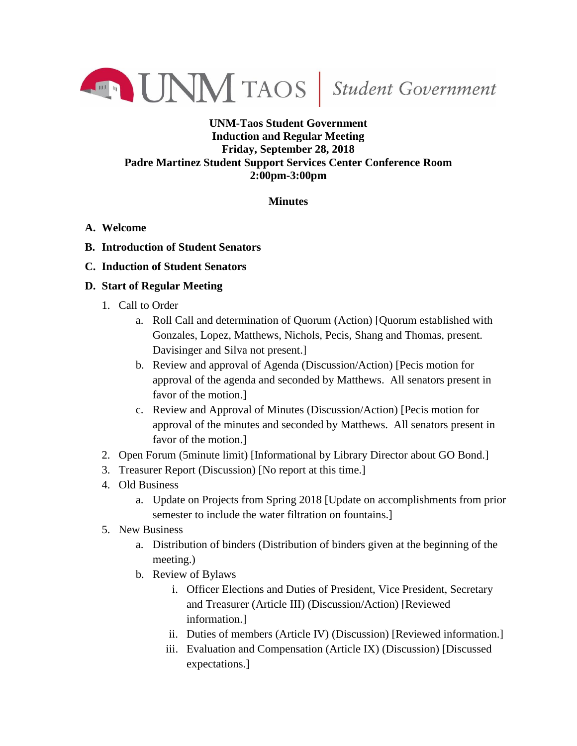UNM TAOS | Student Government

**UNM-Taos Student Government**
**Induction and Regular Meeting**
**Friday, September 28, 2018**
**Padre Martinez Student Support Services Center Conference Room**
**2:00pm-3:00pm**

**Minutes**

**A. Welcome**

**B. Introduction of Student Senators**

**C. Induction of Student Senators**

**D. Start of Regular Meeting**

1. Call to Order
   a. Roll Call and determination of Quorum (Action) [Quorum established with Gonzales, Lopez, Matthews, Nichols, Pecis, Shang and Thomas, present. Davisinger and Silva not present.]
   b. Review and approval of Agenda (Discussion/Action) [Pecis motion for approval of the agenda and seconded by Matthews. All senators present in favor of the motion.]
   c. Review and Approval of Minutes (Discussion/Action) [Pecis motion for approval of the minutes and seconded by Matthews. All senators present in favor of the motion.]
2. Open Forum (5minute limit) [Informational by Library Director about GO Bond.]
3. Treasurer Report (Discussion) [No report at this time.]
4. Old Business
   a. Update on Projects from Spring 2018 [Update on accomplishments from prior semester to include the water filtration on fountains.]
5. New Business
   a. Distribution of binders (Distribution of binders given at the beginning of the meeting.)
   b. Review of Bylaws
      i. Officer Elections and Duties of President, Vice President, Secretary and Treasurer (Article III) (Discussion/Action) [Reviewed information.]
      ii. Duties of members (Article IV) (Discussion) [Reviewed information.]
      iii. Evaluation and Compensation (Article IX) (Discussion) [Discussed expectations.]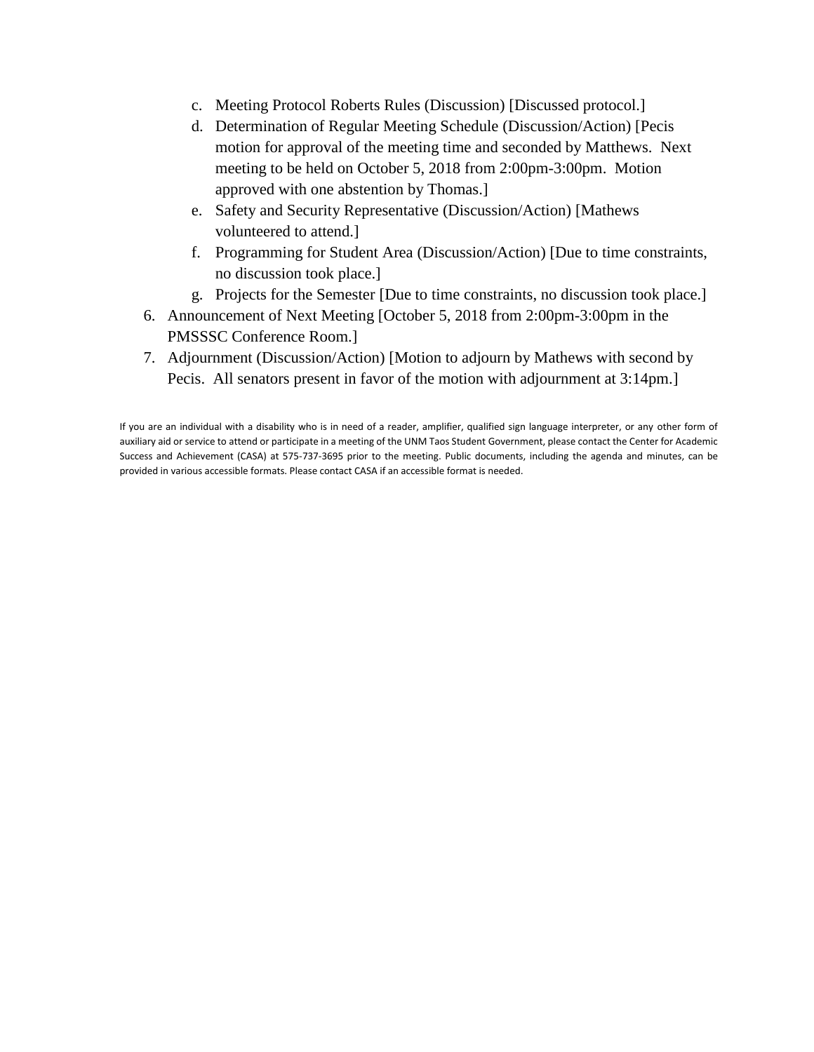c. Meeting Protocol Roberts Rules (Discussion) [Discussed protocol.]
   d. Determination of Regular Meeting Schedule (Discussion/Action) [Pecis motion for approval of the meeting time and seconded by Matthews. Next meeting to be held on October 5, 2018 from 2:00pm-3:00pm. Motion approved with one abstention by Thomas.]
   e. Safety and Security Representative (Discussion/Action) [Mathews volunteered to attend.]
   f. Programming for Student Area (Discussion/Action) [Due to time constraints, no discussion took place.]
   g. Projects for the Semester [Due to time constraints, no discussion took place.]

6. Announcement of Next Meeting [October 5, 2018 from 2:00pm-3:00pm in the PMSSSC Conference Room.]
7. Adjournment (Discussion/Action) [Motion to adjourn by Mathews with second by Pecis. All senators present in favor of the motion with adjournment at 3:14pm.]

If you are an individual with a disability who is in need of a reader, amplifier, qualified sign language interpreter, or any other form of auxiliary aid or service to attend or participate in a meeting of the UNM Taos Student Government, please contact the Center for Academic Success and Achievement (CASA) at 575-737-3695 prior to the meeting. Public documents, including the agenda and minutes, can be provided in various accessible formats. Please contact CASA if an accessible format is needed.